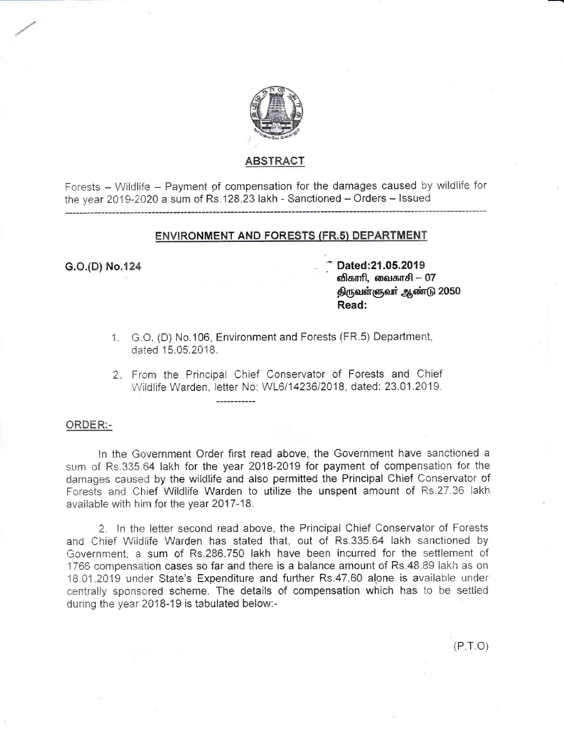## ABSTRACT

Forests – Wildlife – Payment of compensation for the damages caused by wildlife for the year 2019-2020 a sum of Rs.128.23 lakh - Sanctioned – Orders – Issued

---

## ENVIRONMENT AND FORESTS (FR.5) DEPARTMENT

**G.O.(D) No.124** **Dated:21.05.2019**
**விகாரி, வைகாசி – 07**
**திருவள்ளுவர் ஆண்டு 2050**
**Read:**

1. G.O. (D) No.106, Environment and Forests (FR.5) Department, dated 15.05.2018.
2. From the Principal Chief Conservator of Forests and Chief Wildlife Warden, letter No: WL6/14236/2018, dated: 23.01.2019.

-----------

**ORDER:-**

In the Government Order first read above, the Government have sanctioned a sum of Rs.335.64 lakh for the year 2018-2019 for payment of compensation for the damages caused by the wildlife and also permitted the Principal Chief Conservator of Forests and Chief Wildlife Warden to utilize the unspent amount of Rs.27.36 lakh available with him for the year 2017-18.

2. In the letter second read above, the Principal Chief Conservator of Forests and Chief Wildlife Warden has stated that, out of Rs.335.64 lakh sanctioned by Government, a sum of Rs.286.750 lakh have been incurred for the settlement of 1766 compensation cases so far and there is a balance amount of Rs.48.89 lakh as on 18.01.2019 under State's Expenditure and further Rs.47.60 alone is available under centrally sponsored scheme. The details of compensation which has to be settled during the year 2018-19 is tabulated below:-

(P.T.O)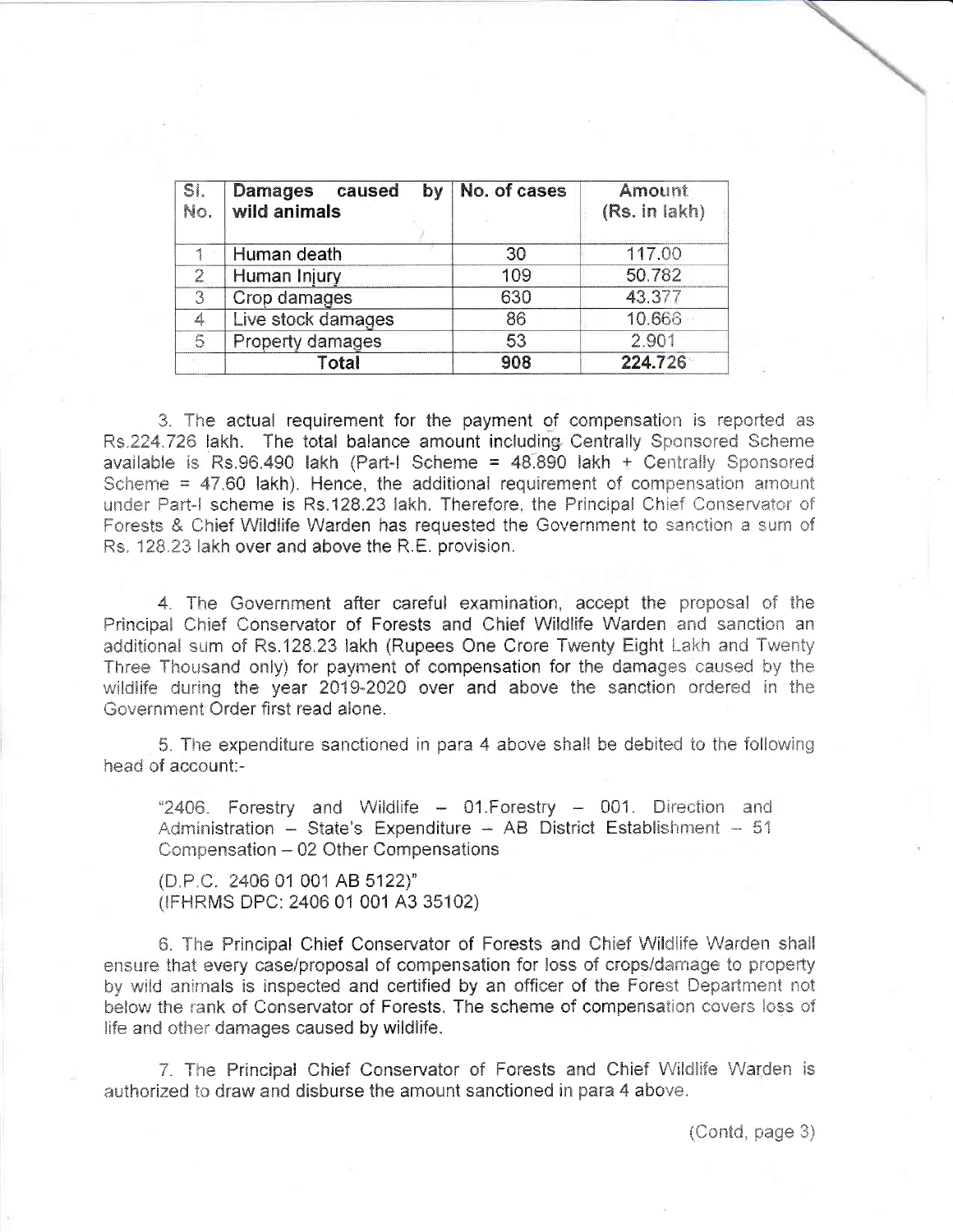| Sl. No. | Damages caused by wild animals | No. of cases | Amount (Rs. in lakh) |
|---|---|---|---|
| 1 | Human death | 30 | 117.00 |
| 2 | Human Injury | 109 | 50.782 |
| 3 | Crop damages | 630 | 43.377 |
| 4 | Live stock damages | 86 | 10.666 |
| 5 | Property damages | 53 | 2.901 |
| | **Total** | **908** | **224.726** |

3. The actual requirement for the payment of compensation is reported as Rs.224.726 lakh. The total balance amount including Centrally Sponsored Scheme available is Rs.96.490 lakh (Part-I Scheme = 48.890 lakh + Centrally Sponsored Scheme = 47.60 lakh). Hence, the additional requirement of compensation amount under Part-I scheme is Rs.128.23 lakh. Therefore, the Principal Chief Conservator of Forests & Chief Wildlife Warden has requested the Government to sanction a sum of Rs. 128.23 lakh over and above the R.E. provision.

4. The Government after careful examination, accept the proposal of the Principal Chief Conservator of Forests and Chief Wildlife Warden and sanction an additional sum of Rs.128.23 lakh (Rupees One Crore Twenty Eight Lakh and Twenty Three Thousand only) for payment of compensation for the damages caused by the wildlife during the year 2019-2020 over and above the sanction ordered in the Government Order first read alone.

5. The expenditure sanctioned in para 4 above shall be debited to the following head of account:-

> "2406. Forestry and Wildlife – 01.Forestry – 001. Direction and Administration – State's Expenditure – AB District Establishment – 51 Compensation – 02 Other Compensations
>
> (D.P.C. 2406 01 001 AB 5122)"
> (IFHRMS DPC: 2406 01 001 A3 35102)

6. The Principal Chief Conservator of Forests and Chief Wildlife Warden shall ensure that every case/proposal of compensation for loss of crops/damage to property by wild animals is inspected and certified by an officer of the Forest Department not below the rank of Conservator of Forests. The scheme of compensation covers loss of life and other damages caused by wildlife.

7. The Principal Chief Conservator of Forests and Chief Wildlife Warden is authorized to draw and disburse the amount sanctioned in para 4 above.

(Contd, page 3)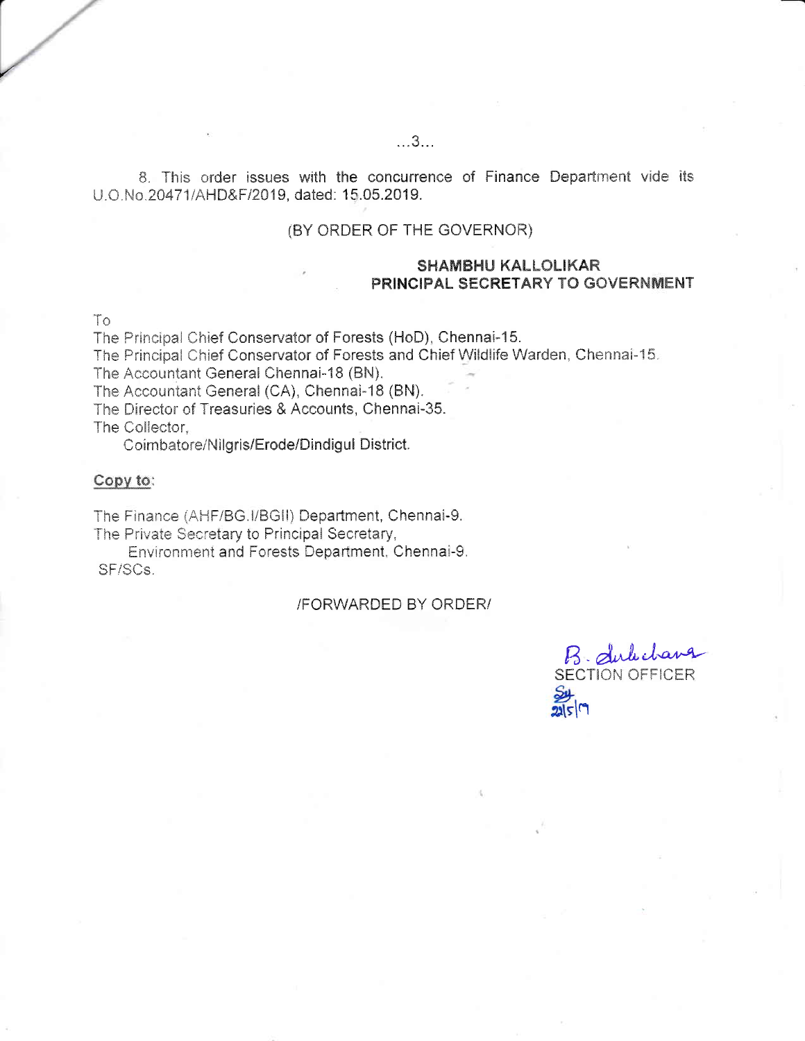8. This order issues with the concurrence of Finance Department vide its U.O.No.20471/AHD&F/2019, dated: 15.05.2019.

(BY ORDER OF THE GOVERNOR)

**SHAMBHU KALLOLIKAR**
**PRINCIPAL SECRETARY TO GOVERNMENT**

To

The Principal Chief Conservator of Forests (HoD), Chennai-15.
The Principal Chief Conservator of Forests and Chief Wildlife Warden, Chennai-15.
The Accountant General Chennai-18 (BN).
The Accountant General (CA), Chennai-18 (BN).
The Director of Treasuries & Accounts, Chennai-35.
The Collector,
Coimbatore/Nilgris/Erode/Dindigul District.

**Copy to:**

The Finance (AHF/BG.I/BGII) Department, Chennai-9.
The Private Secretary to Principal Secretary,
Environment and Forests Department, Chennai-9.
SF/SCs.

/FORWARDED BY ORDER/

B. dulichana
SECTION OFFICER
22/5/19